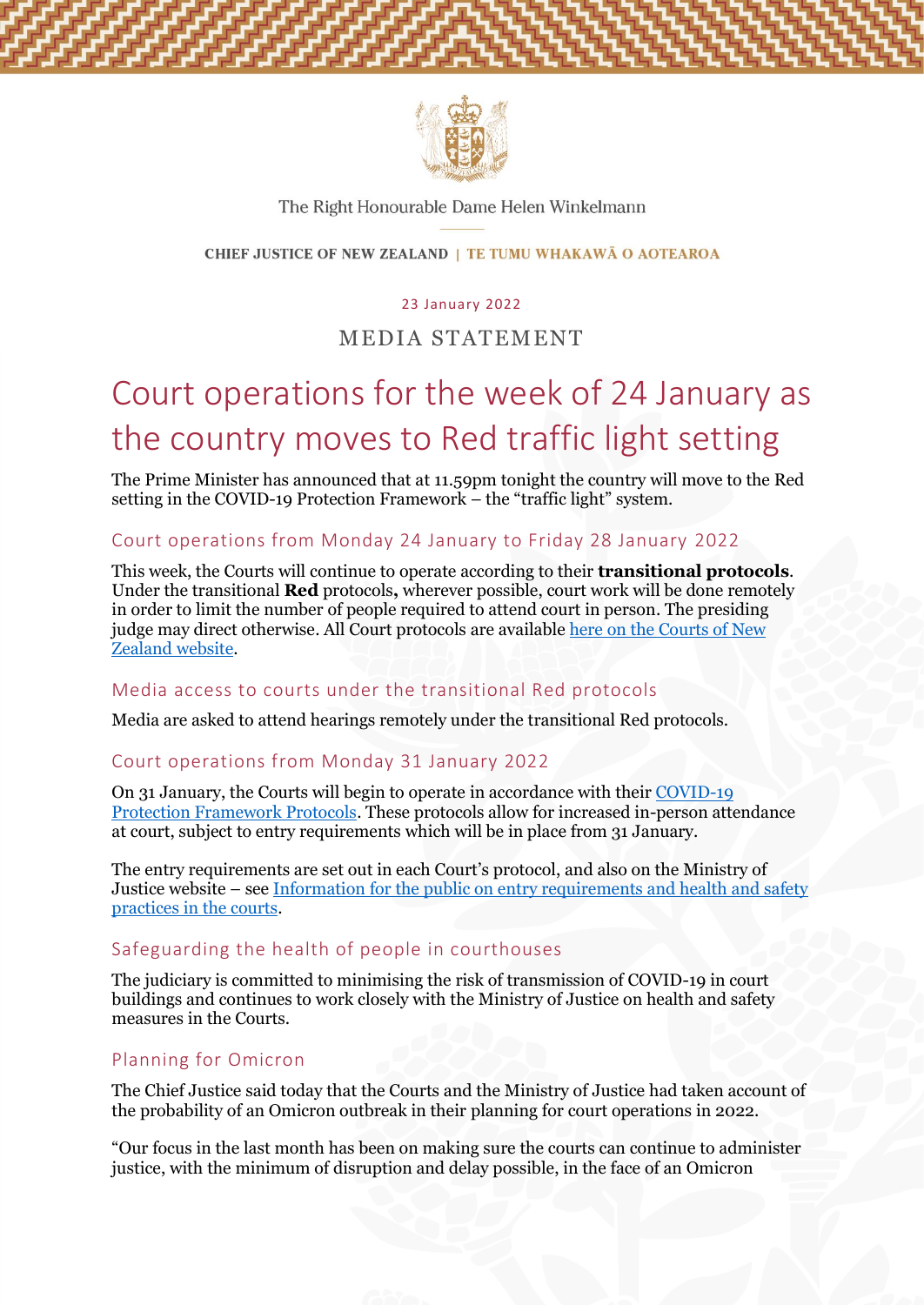The Right Honourable Dame Helen Winkelmann

CHIEF JUSTICE OF NEW ZEALAND | TE TUMU WHAKAWĀ O AOTEAROA

23 January 2022

MEDIA STATEMENT

# Court operations for the week of 24 January as the country moves to Red traffic light setting

The Prime Minister has announced that at 11.59pm tonight the country will move to the Red setting in the COVID-19 Protection Framework – the "traffic light" system.

## Court operations from Monday 24 January to Friday 28 January 2022

This week, the Courts will continue to operate according to their **transitional protocols**. Under the transitional **Red** protocols**,** wherever possible, court work will be done remotely in order to limit the number of people required to attend court in person. The presiding judge may direct otherwise. All Court protocols are available [here on the Courts of New Zealand website](#).

## Media access to courts under the transitional Red protocols

Media are asked to attend hearings remotely under the transitional Red protocols.

## Court operations from Monday 31 January 2022

On 31 January, the Courts will begin to operate in accordance with their [COVID-19 Protection Framework Protocols](#). These protocols allow for increased in-person attendance at court, subject to entry requirements which will be in place from 31 January.

The entry requirements are set out in each Court's protocol, and also on the Ministry of Justice website – see [Information for the public on entry requirements and health and safety practices in the courts](#).

## Safeguarding the health of people in courthouses

The judiciary is committed to minimising the risk of transmission of COVID-19 in court buildings and continues to work closely with the Ministry of Justice on health and safety measures in the Courts.

## Planning for Omicron

The Chief Justice said today that the Courts and the Ministry of Justice had taken account of the probability of an Omicron outbreak in their planning for court operations in 2022.

"Our focus in the last month has been on making sure the courts can continue to administer justice, with the minimum of disruption and delay possible, in the face of an Omicron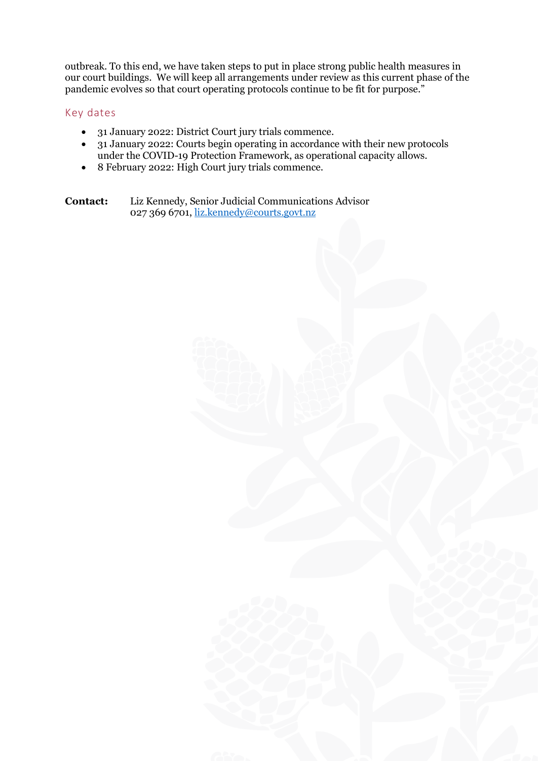outbreak. To this end, we have taken steps to put in place strong public health measures in our court buildings. We will keep all arrangements under review as this current phase of the pandemic evolves so that court operating protocols continue to be fit for purpose."

## Key dates

- 31 January 2022: District Court jury trials commence.
- 31 January 2022: Courts begin operating in accordance with their new protocols under the COVID-19 Protection Framework, as operational capacity allows.
- 8 February 2022: High Court jury trials commence.

**Contact:** Liz Kennedy, Senior Judicial Communications Advisor
027 369 6701, liz.kennedy@courts.govt.nz